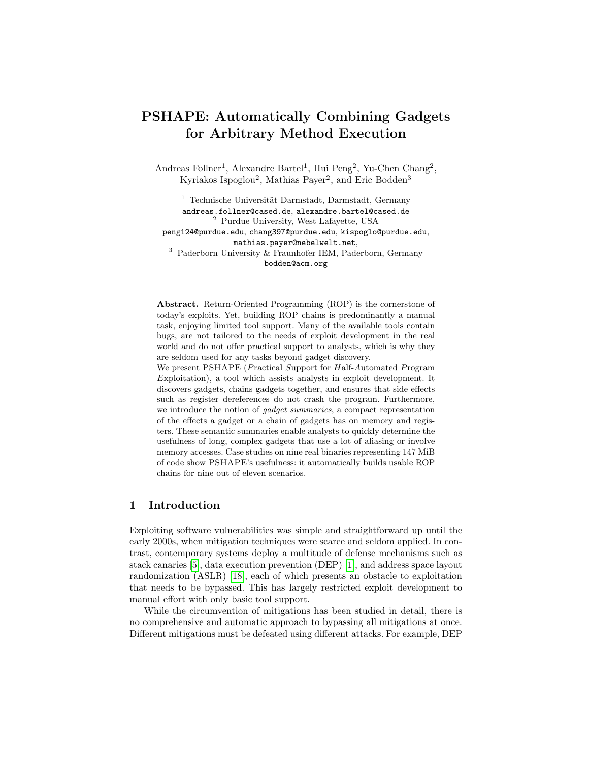# PSHAPE: Automatically Combining Gadgets for Arbitrary Method Execution

Andreas Follner[1], Alexandre Bartel[1], Hui Peng[2], Yu-Chen Chang[2], Kyriakos Ispoglou[2], Mathias Payer[2], and Eric Bodden[3]

[1] Technische Universität Darmstadt, Darmstadt, Germany
andreas.follner@cased.de, alexandre.bartel@cased.de
[2] Purdue University, West Lafayette, USA
peng124@purdue.edu, chang397@purdue.edu, kispoglo@purdue.edu, mathias.payer@nebelwelt.net,
[3] Paderborn University & Fraunhofer IEM, Paderborn, Germany
bodden@acm.org

**Abstract.** Return-Oriented Programming (ROP) is the cornerstone of today's exploits. Yet, building ROP chains is predominantly a manual task, enjoying limited tool support. Many of the available tools contain bugs, are not tailored to the needs of exploit development in the real world and do not offer practical support to analysts, which is why they are seldom used for any tasks beyond gadget discovery.
We present PSHAPE (*P*ractical *S*upport for *H*alf-*A*utomated *P*rogram *E*xploitation), a tool which assists analysts in exploit development. It discovers gadgets, chains gadgets together, and ensures that side effects such as register dereferences do not crash the program. Furthermore, we introduce the notion of *gadget summaries*, a compact representation of the effects a gadget or a chain of gadgets has on memory and registers. These semantic summaries enable analysts to quickly determine the usefulness of long, complex gadgets that use a lot of aliasing or involve memory accesses. Case studies on nine real binaries representing 147 MiB of code show PSHAPE's usefulness: it automatically builds usable ROP chains for nine out of eleven scenarios.

## 1 Introduction

Exploiting software vulnerabilities was simple and straightforward up until the early 2000s, when mitigation techniques were scarce and seldom applied. In contrast, contemporary systems deploy a multitude of defense mechanisms such as stack canaries [5], data execution prevention (DEP) [1], and address space layout randomization (ASLR) [18], each of which presents an obstacle to exploitation that needs to be bypassed. This has largely restricted exploit development to manual effort with only basic tool support.

While the circumvention of mitigations has been studied in detail, there is no comprehensive and automatic approach to bypassing all mitigations at once. Different mitigations must be defeated using different attacks. For example, DEP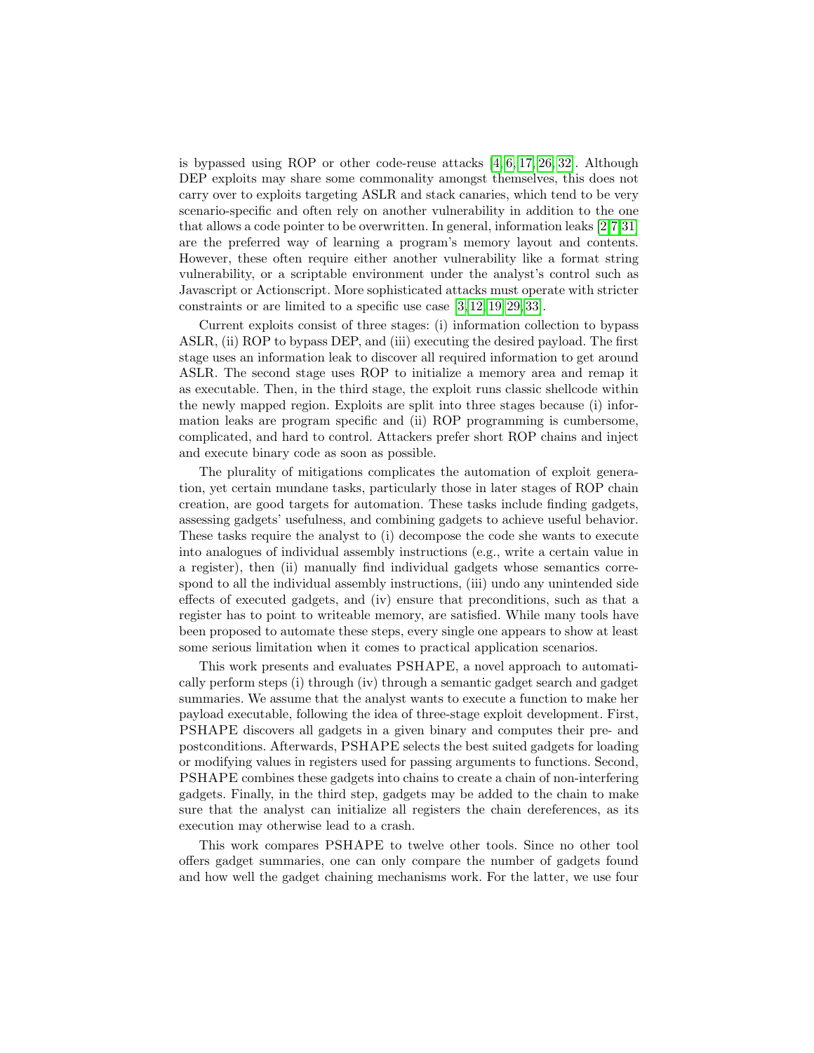is bypassed using ROP or other code-reuse attacks [4, 6, 17, 26, 32]. Although DEP exploits may share some commonality amongst themselves, this does not carry over to exploits targeting ASLR and stack canaries, which tend to be very scenario-specific and often rely on another vulnerability in addition to the one that allows a code pointer to be overwritten. In general, information leaks [2,7,31] are the preferred way of learning a program's memory layout and contents. However, these often require either another vulnerability like a format string vulnerability, or a scriptable environment under the analyst's control such as Javascript or Actionscript. More sophisticated attacks must operate with stricter constraints or are limited to a specific use case [3,12,19,29,33].

Current exploits consist of three stages: (i) information collection to bypass ASLR, (ii) ROP to bypass DEP, and (iii) executing the desired payload. The first stage uses an information leak to discover all required information to get around ASLR. The second stage uses ROP to initialize a memory area and remap it as executable. Then, in the third stage, the exploit runs classic shellcode within the newly mapped region. Exploits are split into three stages because (i) information leaks are program specific and (ii) ROP programming is cumbersome, complicated, and hard to control. Attackers prefer short ROP chains and inject and execute binary code as soon as possible.

The plurality of mitigations complicates the automation of exploit generation, yet certain mundane tasks, particularly those in later stages of ROP chain creation, are good targets for automation. These tasks include finding gadgets, assessing gadgets' usefulness, and combining gadgets to achieve useful behavior. These tasks require the analyst to (i) decompose the code she wants to execute into analogues of individual assembly instructions (e.g., write a certain value in a register), then (ii) manually find individual gadgets whose semantics correspond to all the individual assembly instructions, (iii) undo any unintended side effects of executed gadgets, and (iv) ensure that preconditions, such as that a register has to point to writeable memory, are satisfied. While many tools have been proposed to automate these steps, every single one appears to show at least some serious limitation when it comes to practical application scenarios.

This work presents and evaluates PSHAPE, a novel approach to automatically perform steps (i) through (iv) through a semantic gadget search and gadget summaries. We assume that the analyst wants to execute a function to make her payload executable, following the idea of three-stage exploit development. First, PSHAPE discovers all gadgets in a given binary and computes their pre- and postconditions. Afterwards, PSHAPE selects the best suited gadgets for loading or modifying values in registers used for passing arguments to functions. Second, PSHAPE combines these gadgets into chains to create a chain of non-interfering gadgets. Finally, in the third step, gadgets may be added to the chain to make sure that the analyst can initialize all registers the chain dereferences, as its execution may otherwise lead to a crash.

This work compares PSHAPE to twelve other tools. Since no other tool offers gadget summaries, one can only compare the number of gadgets found and how well the gadget chaining mechanisms work. For the latter, we use four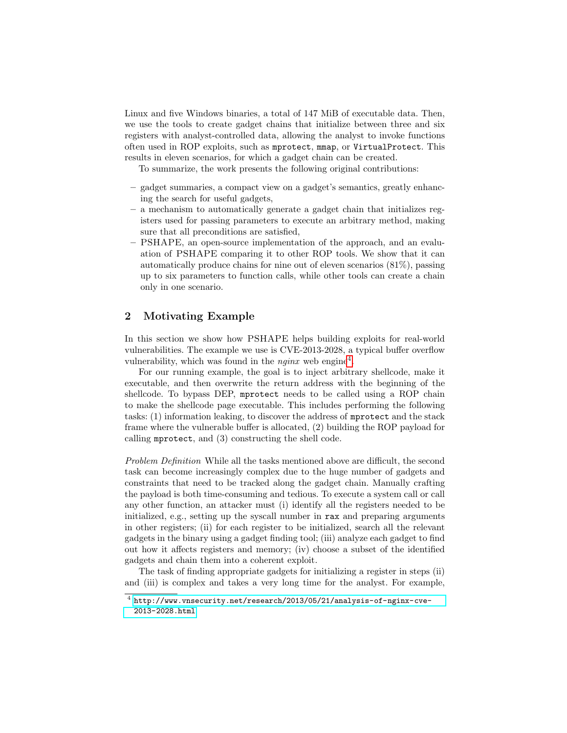Linux and five Windows binaries, a total of 147 MiB of executable data. Then, we use the tools to create gadget chains that initialize between three and six registers with analyst-controlled data, allowing the analyst to invoke functions often used in ROP exploits, such as `mprotect`, `mmap`, or `VirtualProtect`. This results in eleven scenarios, for which a gadget chain can be created.

To summarize, the work presents the following original contributions:

- gadget summaries, a compact view on a gadget's semantics, greatly enhancing the search for useful gadgets,
- a mechanism to automatically generate a gadget chain that initializes registers used for passing parameters to execute an arbitrary method, making sure that all preconditions are satisfied,
- PSHAPE, an open-source implementation of the approach, and an evaluation of PSHAPE comparing it to other ROP tools. We show that it can automatically produce chains for nine out of eleven scenarios (81%), passing up to six parameters to function calls, while other tools can create a chain only in one scenario.

## 2 Motivating Example

In this section we show how PSHAPE helps building exploits for real-world vulnerabilities. The example we use is CVE-2013-2028, a typical buffer overflow vulnerability, which was found in the *nginx* web engine[4].

For our running example, the goal is to inject arbitrary shellcode, make it executable, and then overwrite the return address with the beginning of the shellcode. To bypass DEP, `mprotect` needs to be called using a ROP chain to make the shellcode page executable. This includes performing the following tasks: (1) information leaking, to discover the address of `mprotect` and the stack frame where the vulnerable buffer is allocated, (2) building the ROP payload for calling `mprotect`, and (3) constructing the shell code.

*Problem Definition* While all the tasks mentioned above are difficult, the second task can become increasingly complex due to the huge number of gadgets and constraints that need to be tracked along the gadget chain. Manually crafting the payload is both time-consuming and tedious. To execute a system call or call any other function, an attacker must (i) identify all the registers needed to be initialized, e.g., setting up the syscall number in `rax` and preparing arguments in other registers; (ii) for each register to be initialized, search all the relevant gadgets in the binary using a gadget finding tool; (iii) analyze each gadget to find out how it affects registers and memory; (iv) choose a subset of the identified gadgets and chain them into a coherent exploit.

The task of finding appropriate gadgets for initializing a register in steps (ii) and (iii) is complex and takes a very long time for the analyst. For example,

[4] http://www.vnsecurity.net/research/2013/05/21/analysis-of-nginx-cve-2013-2028.html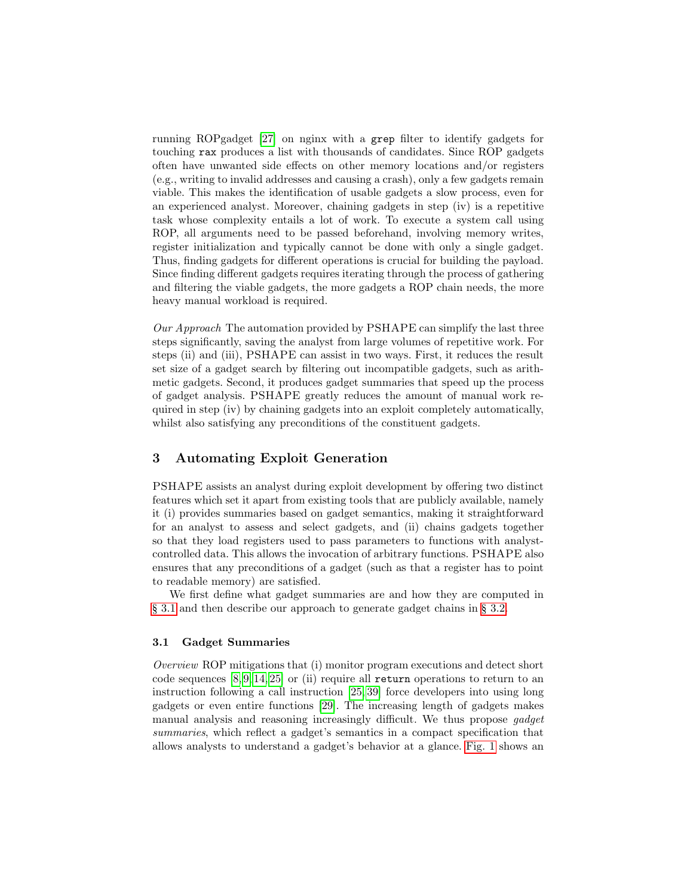running ROPgadget [27] on nginx with a `grep` filter to identify gadgets for touching `rax` produces a list with thousands of candidates. Since ROP gadgets often have unwanted side effects on other memory locations and/or registers (e.g., writing to invalid addresses and causing a crash), only a few gadgets remain viable. This makes the identification of usable gadgets a slow process, even for an experienced analyst. Moreover, chaining gadgets in step (iv) is a repetitive task whose complexity entails a lot of work. To execute a system call using ROP, all arguments need to be passed beforehand, involving memory writes, register initialization and typically cannot be done with only a single gadget. Thus, finding gadgets for different operations is crucial for building the payload. Since finding different gadgets requires iterating through the process of gathering and filtering the viable gadgets, the more gadgets a ROP chain needs, the more heavy manual workload is required.

*Our Approach* The automation provided by PSHAPE can simplify the last three steps significantly, saving the analyst from large volumes of repetitive work. For steps (ii) and (iii), PSHAPE can assist in two ways. First, it reduces the result set size of a gadget search by filtering out incompatible gadgets, such as arithmetic gadgets. Second, it produces gadget summaries that speed up the process of gadget analysis. PSHAPE greatly reduces the amount of manual work required in step (iv) by chaining gadgets into an exploit completely automatically, whilst also satisfying any preconditions of the constituent gadgets.

## 3 Automating Exploit Generation

PSHAPE assists an analyst during exploit development by offering two distinct features which set it apart from existing tools that are publicly available, namely it (i) provides summaries based on gadget semantics, making it straightforward for an analyst to assess and select gadgets, and (ii) chains gadgets together so that they load registers used to pass parameters to functions with analyst-controlled data. This allows the invocation of arbitrary functions. PSHAPE also ensures that any preconditions of a gadget (such as that a register has to point to readable memory) are satisfied.

We first define what gadget summaries are and how they are computed in § 3.1 and then describe our approach to generate gadget chains in § 3.2.

### 3.1 Gadget Summaries

*Overview* ROP mitigations that (i) monitor program executions and detect short code sequences [8,9,14,25] or (ii) require all `return` operations to return to an instruction following a call instruction [25,39] force developers into using long gadgets or even entire functions [29]. The increasing length of gadgets makes manual analysis and reasoning increasingly difficult. We thus propose *gadget summaries*, which reflect a gadget's semantics in a compact specification that allows analysts to understand a gadget's behavior at a glance. Fig. 1 shows an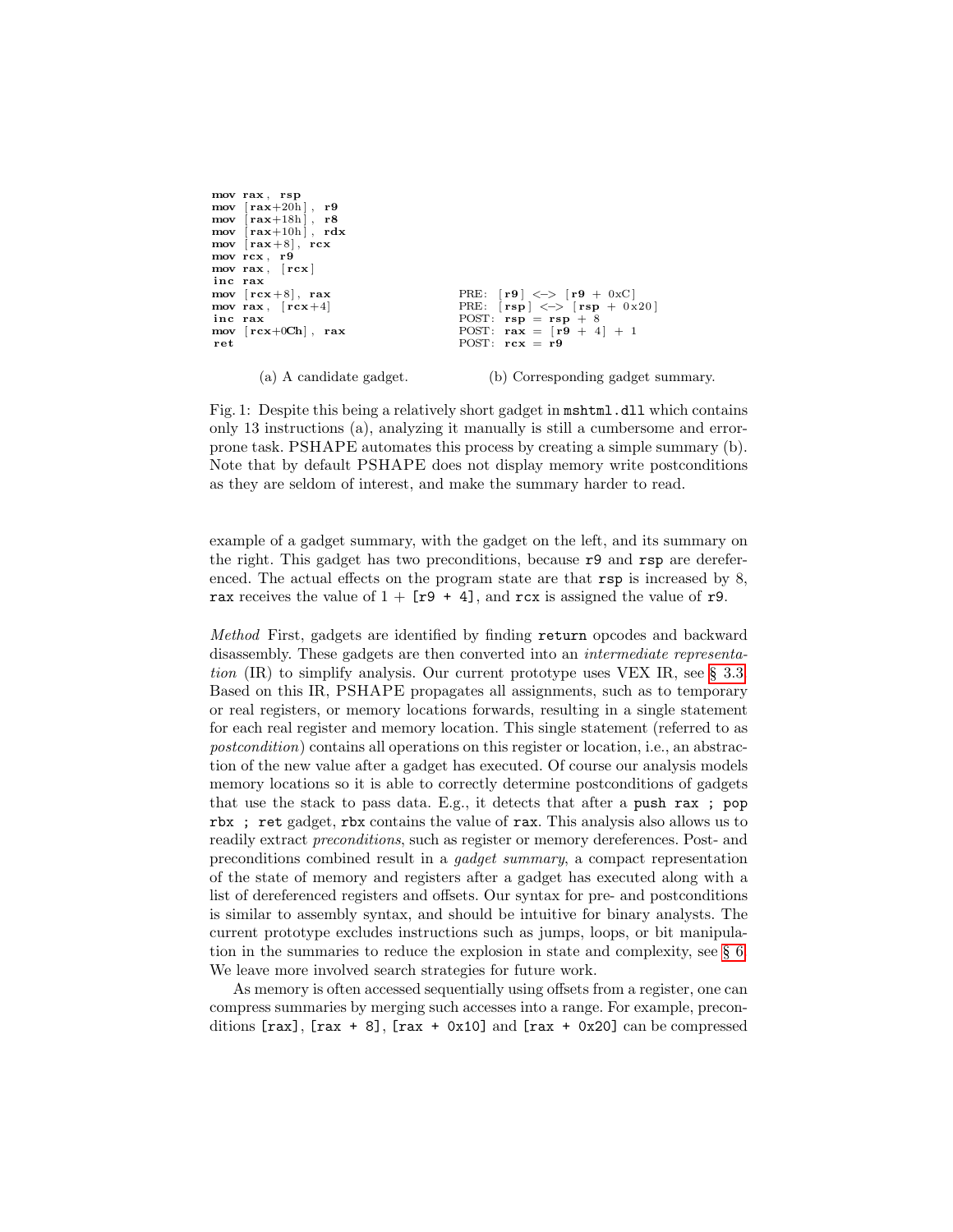```
mov rax, rsp
mov [rax+20h], r9
mov [rax+18h], r8
mov [rax+10h], rdx
mov [rax+8], rcx
mov rcx, r9
mov rax, [rcx]
inc rax
mov [rcx+8], rax
mov rax, [rcx+4]
inc rax
mov [rcx+0Ch], rax
ret
```

(a) A candidate gadget.

```
PRE: [r9] <-> [r9 + 0xC]
PRE: [rsp] <-> [rsp + 0x20]
POST: rsp = rsp + 8
POST: rax = [r9 + 4] + 1
POST: rcx = r9
```

(b) Corresponding gadget summary.

Fig. 1: Despite this being a relatively short gadget in `mshtml.dll` which contains only 13 instructions (a), analyzing it manually is still a cumbersome and error-prone task. PSHAPE automates this process by creating a simple summary (b). Note that by default PSHAPE does not display memory write postconditions as they are seldom of interest, and make the summary harder to read.

example of a gadget summary, with the gadget on the left, and its summary on the right. This gadget has two preconditions, because `r9` and `rsp` are dereferenced. The actual effects on the program state are that `rsp` is increased by 8, `rax` receives the value of 1 + `[r9 + 4]`, and `rcx` is assigned the value of `r9`.

*Method* First, gadgets are identified by finding `return` opcodes and backward disassembly. These gadgets are then converted into an *intermediate representation* (IR) to simplify analysis. Our current prototype uses VEX IR, see § 3.3. Based on this IR, PSHAPE propagates all assignments, such as to temporary or real registers, or memory locations forwards, resulting in a single statement for each real register and memory location. This single statement (referred to as *postcondition*) contains all operations on this register or location, i.e., an abstraction of the new value after a gadget has executed. Of course our analysis models memory locations so it is able to correctly determine postconditions of gadgets that use the stack to pass data. E.g., it detects that after a `push rax ; pop rbx ; ret` gadget, `rbx` contains the value of `rax`. This analysis also allows us to readily extract *preconditions*, such as register or memory dereferences. Post- and preconditions combined result in a *gadget summary*, a compact representation of the state of memory and registers after a gadget has executed along with a list of dereferenced registers and offsets. Our syntax for pre- and postconditions is similar to assembly syntax, and should be intuitive for binary analysts. The current prototype excludes instructions such as jumps, loops, or bit manipulation in the summaries to reduce the explosion in state and complexity, see § 6. We leave more involved search strategies for future work.

As memory is often accessed sequentially using offsets from a register, one can compress summaries by merging such accesses into a range. For example, preconditions `[rax]`, `[rax + 8]`, `[rax + 0x10]` and `[rax + 0x20]` can be compressed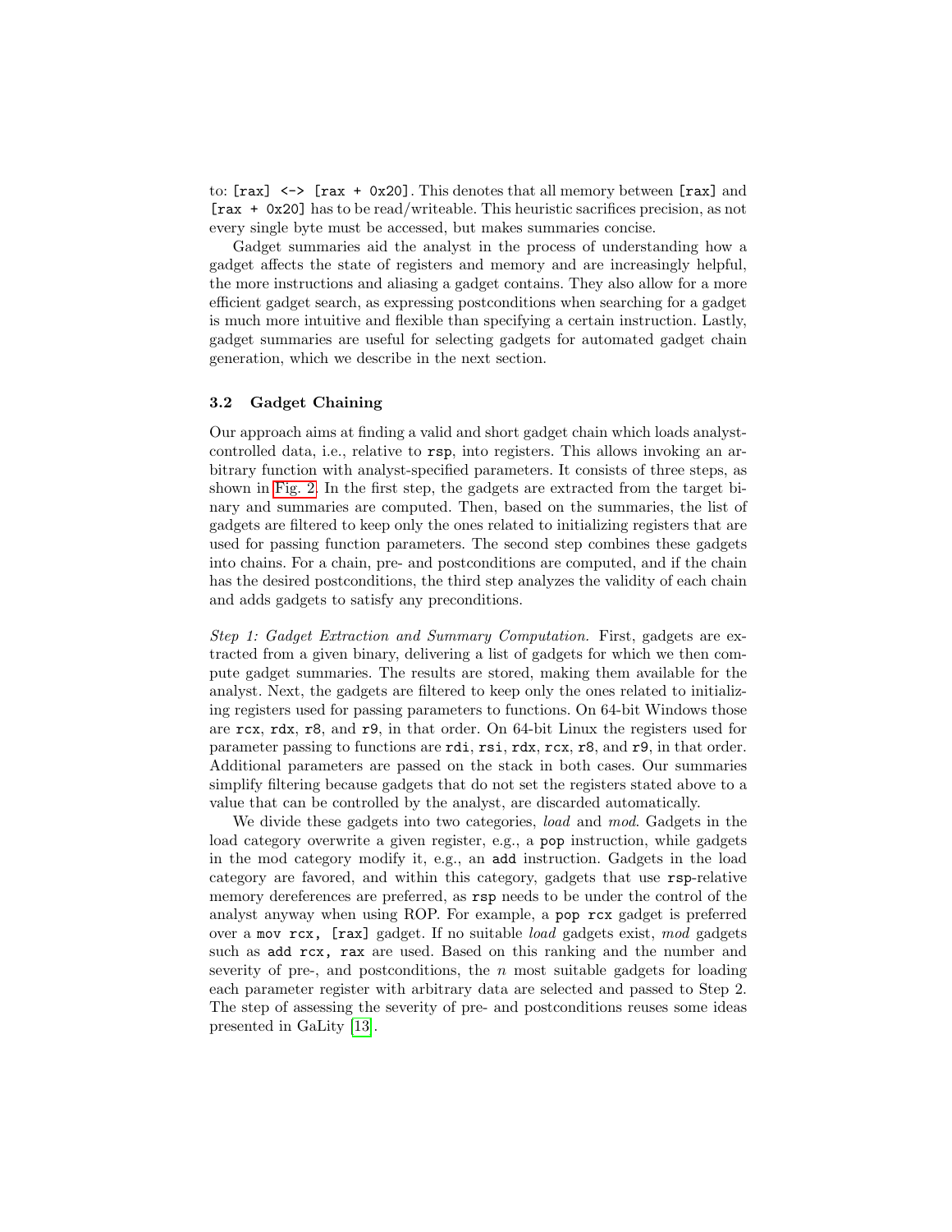to: `[rax] <-> [rax + 0x20]`. This denotes that all memory between `[rax]` and `[rax + 0x20]` has to be read/writeable. This heuristic sacrifices precision, as not every single byte must be accessed, but makes summaries concise.

Gadget summaries aid the analyst in the process of understanding how a gadget affects the state of registers and memory and are increasingly helpful, the more instructions and aliasing a gadget contains. They also allow for a more efficient gadget search, as expressing postconditions when searching for a gadget is much more intuitive and flexible than specifying a certain instruction. Lastly, gadget summaries are useful for selecting gadgets for automated gadget chain generation, which we describe in the next section.

### 3.2 Gadget Chaining

Our approach aims at finding a valid and short gadget chain which loads analyst-controlled data, i.e., relative to `rsp`, into registers. This allows invoking an arbitrary function with analyst-specified parameters. It consists of three steps, as shown in Fig. 2. In the first step, the gadgets are extracted from the target binary and summaries are computed. Then, based on the summaries, the list of gadgets are filtered to keep only the ones related to initializing registers that are used for passing function parameters. The second step combines these gadgets into chains. For a chain, pre- and postconditions are computed, and if the chain has the desired postconditions, the third step analyzes the validity of each chain and adds gadgets to satisfy any preconditions.

*Step 1: Gadget Extraction and Summary Computation.* First, gadgets are extracted from a given binary, delivering a list of gadgets for which we then compute gadget summaries. The results are stored, making them available for the analyst. Next, the gadgets are filtered to keep only the ones related to initializing registers used for passing parameters to functions. On 64-bit Windows those are `rcx`, `rdx`, `r8`, and `r9`, in that order. On 64-bit Linux the registers used for parameter passing to functions are `rdi`, `rsi`, `rdx`, `rcx`, `r8`, and `r9`, in that order. Additional parameters are passed on the stack in both cases. Our summaries simplify filtering because gadgets that do not set the registers stated above to a value that can be controlled by the analyst, are discarded automatically.

We divide these gadgets into two categories, *load* and *mod*. Gadgets in the load category overwrite a given register, e.g., a `pop` instruction, while gadgets in the mod category modify it, e.g., an `add` instruction. Gadgets in the load category are favored, and within this category, gadgets that use `rsp`-relative memory dereferences are preferred, as `rsp` needs to be under the control of the analyst anyway when using ROP. For example, a `pop rcx` gadget is preferred over a `mov rcx, [rax]` gadget. If no suitable *load* gadgets exist, *mod* gadgets such as `add rcx, rax` are used. Based on this ranking and the number and severity of pre-, and postconditions, the $n$ most suitable gadgets for loading each parameter register with arbitrary data are selected and passed to Step 2. The step of assessing the severity of pre- and postconditions reuses some ideas presented in GaLity [13].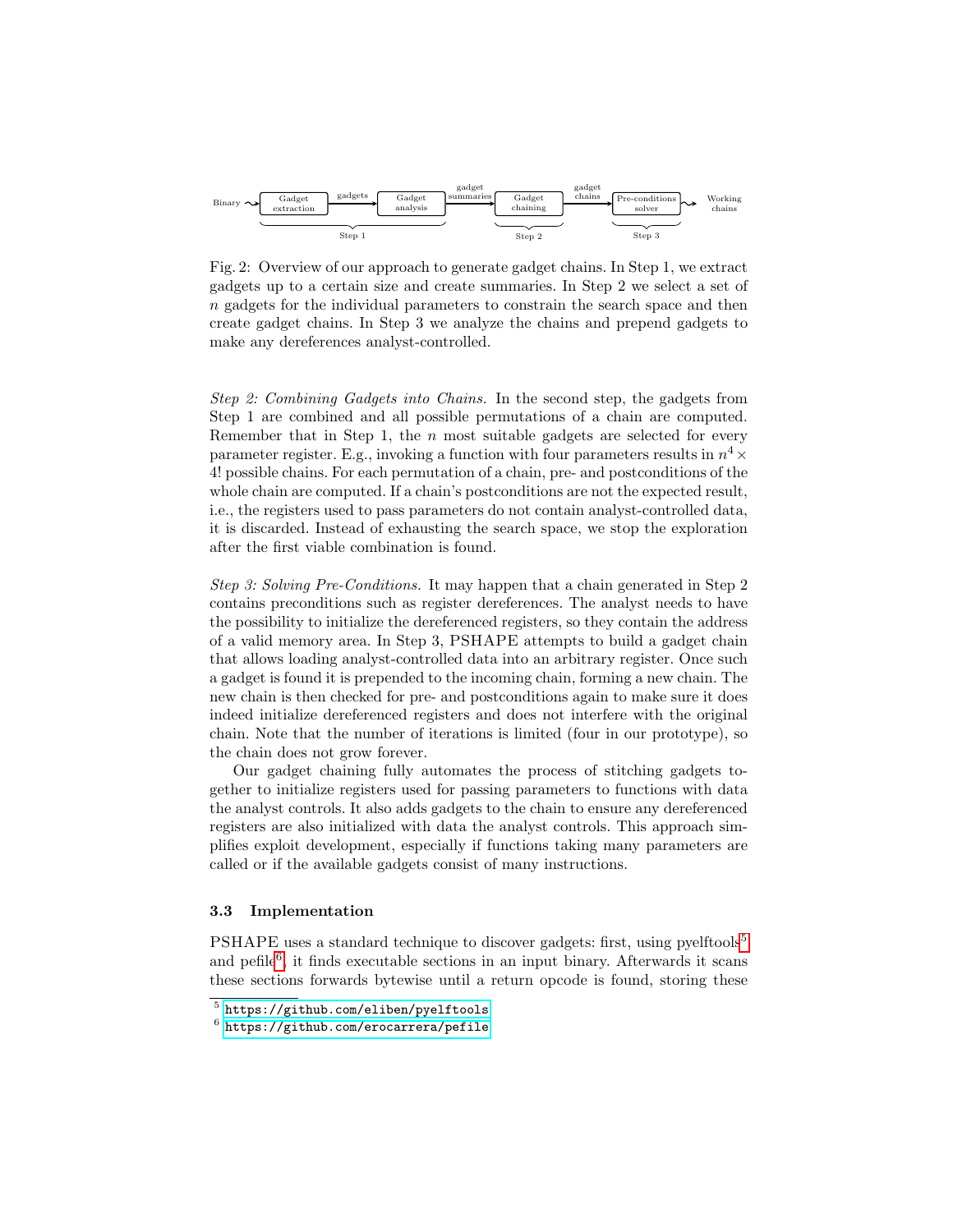Fig. 2: Overview of our approach to generate gadget chains. In Step 1, we extract gadgets up to a certain size and create summaries. In Step 2 we select a set of $n$ gadgets for the individual parameters to constrain the search space and then create gadget chains. In Step 3 we analyze the chains and prepend gadgets to make any dereferences analyst-controlled.

*Step 2: Combining Gadgets into Chains.* In the second step, the gadgets from Step 1 are combined and all possible permutations of a chain are computed. Remember that in Step 1, the $n$ most suitable gadgets are selected for every parameter register. E.g., invoking a function with four parameters results in $n^4 \times 4!$ possible chains. For each permutation of a chain, pre- and postconditions of the whole chain are computed. If a chain's postconditions are not the expected result, i.e., the registers used to pass parameters do not contain analyst-controlled data, it is discarded. Instead of exhausting the search space, we stop the exploration after the first viable combination is found.

*Step 3: Solving Pre-Conditions.* It may happen that a chain generated in Step 2 contains preconditions such as register dereferences. The analyst needs to have the possibility to initialize the dereferenced registers, so they contain the address of a valid memory area. In Step 3, PSHAPE attempts to build a gadget chain that allows loading analyst-controlled data into an arbitrary register. Once such a gadget is found it is prepended to the incoming chain, forming a new chain. The new chain is then checked for pre- and postconditions again to make sure it does indeed initialize dereferenced registers and does not interfere with the original chain. Note that the number of iterations is limited (four in our prototype), so the chain does not grow forever.

Our gadget chaining fully automates the process of stitching gadgets together to initialize registers used for passing parameters to functions with data the analyst controls. It also adds gadgets to the chain to ensure any dereferenced registers are also initialized with data the analyst controls. This approach simplifies exploit development, especially if functions taking many parameters are called or if the available gadgets consist of many instructions.

### 3.3 Implementation

PSHAPE uses a standard technique to discover gadgets: first, using pyelftools[5] and pefile[6], it finds executable sections in an input binary. Afterwards it scans these sections forwards bytewise until a return opcode is found, storing these

[5] https://github.com/eliben/pyelftools

[6] https://github.com/erocarrera/pefile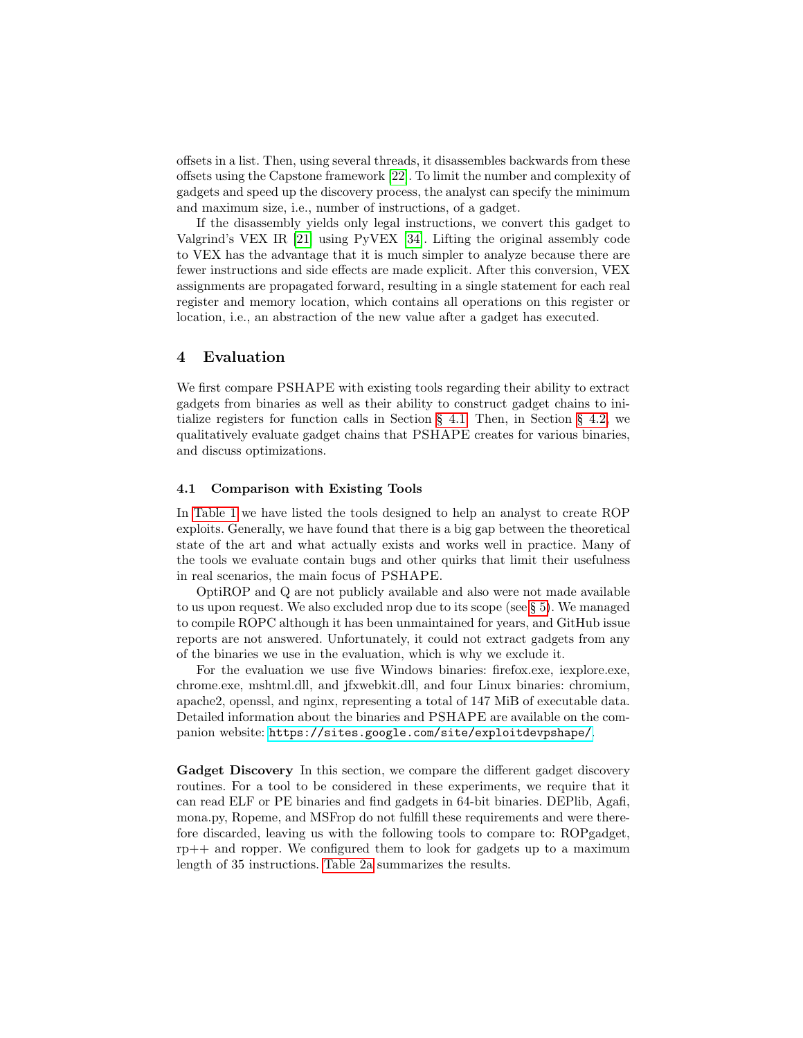offsets in a list. Then, using several threads, it disassembles backwards from these offsets using the Capstone framework [22]. To limit the number and complexity of gadgets and speed up the discovery process, the analyst can specify the minimum and maximum size, i.e., number of instructions, of a gadget.

If the disassembly yields only legal instructions, we convert this gadget to Valgrind's VEX IR [21] using PyVEX [34]. Lifting the original assembly code to VEX has the advantage that it is much simpler to analyze because there are fewer instructions and side effects are made explicit. After this conversion, VEX assignments are propagated forward, resulting in a single statement for each real register and memory location, which contains all operations on this register or location, i.e., an abstraction of the new value after a gadget has executed.

## 4 Evaluation

We first compare PSHAPE with existing tools regarding their ability to extract gadgets from binaries as well as their ability to construct gadget chains to initialize registers for function calls in Section § 4.1. Then, in Section § 4.2, we qualitatively evaluate gadget chains that PSHAPE creates for various binaries, and discuss optimizations.

### 4.1 Comparison with Existing Tools

In Table 1 we have listed the tools designed to help an analyst to create ROP exploits. Generally, we have found that there is a big gap between the theoretical state of the art and what actually exists and works well in practice. Many of the tools we evaluate contain bugs and other quirks that limit their usefulness in real scenarios, the main focus of PSHAPE.

OptiROP and Q are not publicly available and also were not made available to us upon request. We also excluded nrop due to its scope (see § 5). We managed to compile ROPC although it has been unmaintained for years, and GitHub issue reports are not answered. Unfortunately, it could not extract gadgets from any of the binaries we use in the evaluation, which is why we exclude it.

For the evaluation we use five Windows binaries: firefox.exe, iexplore.exe, chrome.exe, mshtml.dll, and jfxwebkit.dll, and four Linux binaries: chromium, apache2, openssl, and nginx, representing a total of 147 MiB of executable data. Detailed information about the binaries and PSHAPE are available on the companion website: `https://sites.google.com/site/exploitdevpshape/`.

**Gadget Discovery** In this section, we compare the different gadget discovery routines. For a tool to be considered in these experiments, we require that it can read ELF or PE binaries and find gadgets in 64-bit binaries. DEPlib, Agafi, mona.py, Ropeme, and MSFrop do not fulfill these requirements and were therefore discarded, leaving us with the following tools to compare to: ROPgadget, rp++ and ropper. We configured them to look for gadgets up to a maximum length of 35 instructions. Table 2a summarizes the results.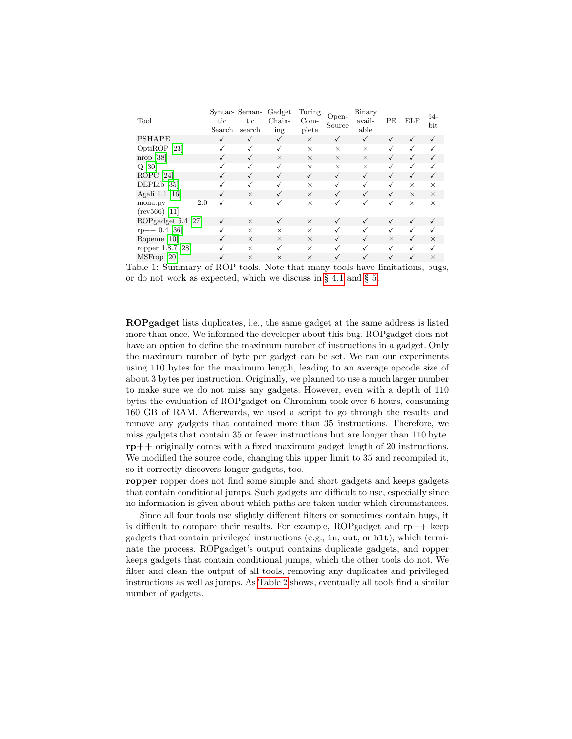| Tool | Syntactic Search | Semantic search | Gadget Chaining | Turing Complete | Open-Source | Binary available | PE | ELF | 64-bit |
|---|---|---|---|---|---|---|---|---|---|
| PSHAPE | ✓ | ✓ | ✓ | × | ✓ | ✓ | ✓ | ✓ | ✓ |
| OptiROP [23] | ✓ | ✓ | ✓ | × | × | × | ✓ | ✓ | ✓ |
| nrop [38] | ✓ | ✓ | × | × | × | × | ✓ | ✓ | ✓ |
| Q [30] | ✓ | ✓ | ✓ | × | × | × | ✓ | ✓ | ✓ |
| ROPC [24] | ✓ | ✓ | ✓ | ✓ | ✓ | ✓ | ✓ | ✓ | ✓ |
| DEPLib [35] | ✓ | ✓ | ✓ | × | ✓ | ✓ | ✓ | × | × |
| Agafi 1.1 [16] | ✓ | × | ✓ | × | ✓ | ✓ | ✓ | × | × |
| mona.py 2.0 (rev566) [11] | ✓ | × | ✓ | × | ✓ | ✓ | ✓ | × | × |
| ROPgadget 5.4 [27] | ✓ | × | ✓ | × | ✓ | ✓ | ✓ | ✓ | ✓ |
| rp++ 0.4 [36] | ✓ | × | × | × | ✓ | ✓ | ✓ | ✓ | ✓ |
| Ropeme [10] | ✓ | × | × | × | ✓ | ✓ | × | ✓ | × |
| ropper 1.8.7 [28] | ✓ | × | ✓ | × | ✓ | ✓ | ✓ | ✓ | ✓ |
| MSFrop [20] | ✓ | × | × | × | ✓ | ✓ | ✓ | ✓ | × |

Table 1: Summary of ROP tools. Note that many tools have limitations, bugs, or do not work as expected, which we discuss in § 4.1 and § 5.

**ROPgadget** lists duplicates, i.e., the same gadget at the same address is listed more than once. We informed the developer about this bug. ROPgadget does not have an option to define the maximum number of instructions in a gadget. Only the maximum number of byte per gadget can be set. We ran our experiments using 110 bytes for the maximum length, leading to an average opcode size of about 3 bytes per instruction. Originally, we planned to use a much larger number to make sure we do not miss any gadgets. However, even with a depth of 110 bytes the evaluation of ROPgadget on Chromium took over 6 hours, consuming 160 GB of RAM. Afterwards, we used a script to go through the results and remove any gadgets that contained more than 35 instructions. Therefore, we miss gadgets that contain 35 or fewer instructions but are longer than 110 byte.
**rp++** originally comes with a fixed maximum gadget length of 20 instructions. We modified the source code, changing this upper limit to 35 and recompiled it, so it correctly discovers longer gadgets, too.
**ropper** ropper does not find some simple and short gadgets and keeps gadgets that contain conditional jumps. Such gadgets are difficult to use, especially since no information is given about which paths are taken under which circumstances.

Since all four tools use slightly different filters or sometimes contain bugs, it is difficult to compare their results. For example, ROPgadget and rp++ keep gadgets that contain privileged instructions (e.g., `in`, `out`, or `hlt`), which terminate the process. ROPgadget's output contains duplicate gadgets, and ropper keeps gadgets that contain conditional jumps, which the other tools do not. We filter and clean the output of all tools, removing any duplicates and privileged instructions as well as jumps. As Table 2 shows, eventually all tools find a similar number of gadgets.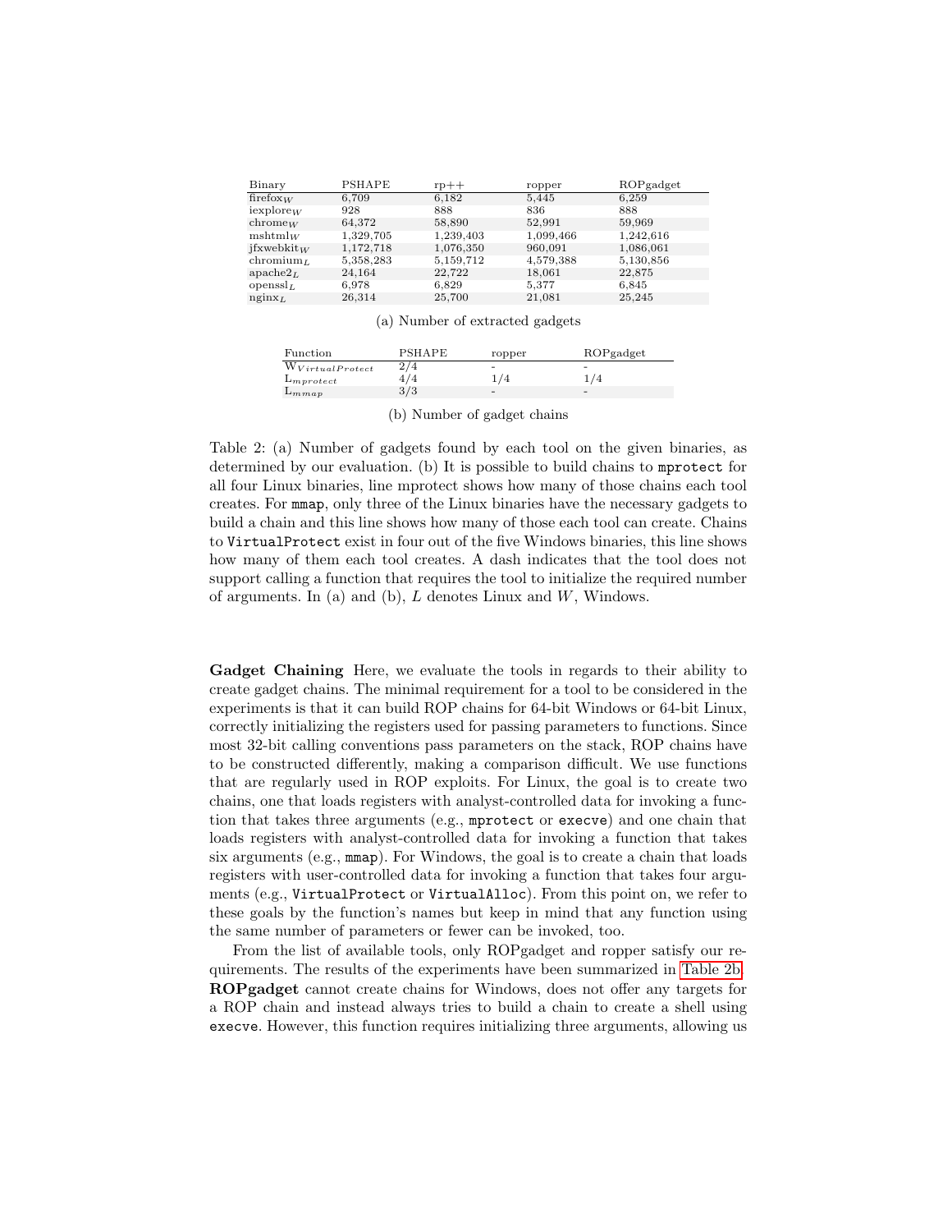| Binary | PSHAPE | rp++ | ropper | ROPgadget |
|---|---|---|---|---|
| $\text{firefox}_W$ | 6,709 | 6,182 | 5,445 | 6,259 |
| $\text{iexplore}_W$ | 928 | 888 | 836 | 888 |
| $\text{chrome}_W$ | 64,372 | 58,890 | 52,991 | 59,969 |
| $\text{mshtml}_W$ | 1,329,705 | 1,239,403 | 1,099,466 | 1,242,616 |
| $\text{jfxwebkit}_W$ | 1,172,718 | 1,076,350 | 960,091 | 1,086,061 |
| $\text{chromium}_L$ | 5,358,283 | 5,159,712 | 4,579,388 | 5,130,856 |
| $\text{apache2}_L$ | 24,164 | 22,722 | 18,061 | 22,875 |
| $\text{openssl}_L$ | 6,978 | 6,829 | 5,377 | 6,845 |
| $\text{nginx}_L$ | 26,314 | 25,700 | 21,081 | 25,245 |

(a) Number of extracted gadgets

| Function | PSHAPE | ropper | ROPgadget |
|---|---|---|---|
| $\text{W}_{VirtualProtect}$ | 2/4 | - | - |
| $\text{L}_{mprotect}$ | 4/4 | 1/4 | 1/4 |
| $\text{L}_{mmap}$ | 3/3 | - | - |

(b) Number of gadget chains

Table 2: (a) Number of gadgets found by each tool on the given binaries, as determined by our evaluation. (b) It is possible to build chains to `mprotect` for all four Linux binaries, line mprotect shows how many of those chains each tool creates. For `mmap`, only three of the Linux binaries have the necessary gadgets to build a chain and this line shows how many of those each tool can create. Chains to `VirtualProtect` exist in four out of the five Windows binaries, this line shows how many of them each tool creates. A dash indicates that the tool does not support calling a function that requires the tool to initialize the required number of arguments. In (a) and (b), $L$ denotes Linux and $W$, Windows.

**Gadget Chaining** Here, we evaluate the tools in regards to their ability to create gadget chains. The minimal requirement for a tool to be considered in the experiments is that it can build ROP chains for 64-bit Windows or 64-bit Linux, correctly initializing the registers used for passing parameters to functions. Since most 32-bit calling conventions pass parameters on the stack, ROP chains have to be constructed differently, making a comparison difficult. We use functions that are regularly used in ROP exploits. For Linux, the goal is to create two chains, one that loads registers with analyst-controlled data for invoking a function that takes three arguments (e.g., `mprotect` or `execve`) and one chain that loads registers with analyst-controlled data for invoking a function that takes six arguments (e.g., `mmap`). For Windows, the goal is to create a chain that loads registers with user-controlled data for invoking a function that takes four arguments (e.g., `VirtualProtect` or `VirtualAlloc`). From this point on, we refer to these goals by the function's names but keep in mind that any function using the same number of parameters or fewer can be invoked, too.

From the list of available tools, only ROPgadget and ropper satisfy our requirements. The results of the experiments have been summarized in Table 2b. **ROPgadget** cannot create chains for Windows, does not offer any targets for a ROP chain and instead always tries to build a chain to create a shell using `execve`. However, this function requires initializing three arguments, allowing us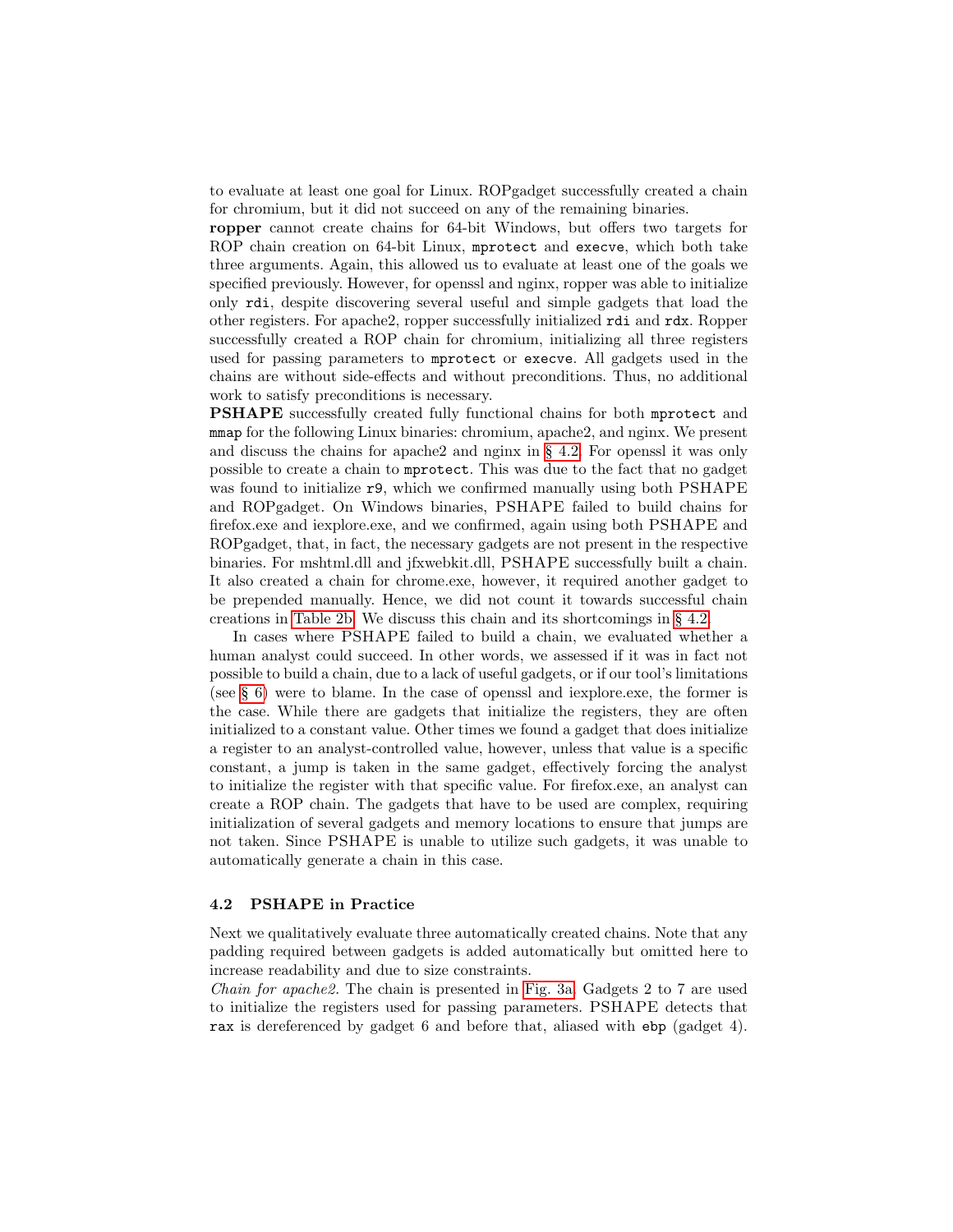to evaluate at least one goal for Linux. ROPgadget successfully created a chain for chromium, but it did not succeed on any of the remaining binaries.

**ropper** cannot create chains for 64-bit Windows, but offers two targets for ROP chain creation on 64-bit Linux, `mprotect` and `execve`, which both take three arguments. Again, this allowed us to evaluate at least one of the goals we specified previously. However, for openssl and nginx, ropper was able to initialize only `rdi`, despite discovering several useful and simple gadgets that load the other registers. For apache2, ropper successfully initialized `rdi` and `rdx`. Ropper successfully created a ROP chain for chromium, initializing all three registers used for passing parameters to `mprotect` or `execve`. All gadgets used in the chains are without side-effects and without preconditions. Thus, no additional work to satisfy preconditions is necessary.

**PSHAPE** successfully created fully functional chains for both `mprotect` and `mmap` for the following Linux binaries: chromium, apache2, and nginx. We present and discuss the chains for apache2 and nginx in § 4.2. For openssl it was only possible to create a chain to `mprotect`. This was due to the fact that no gadget was found to initialize `r9`, which we confirmed manually using both PSHAPE and ROPgadget. On Windows binaries, PSHAPE failed to build chains for firefox.exe and iexplore.exe, and we confirmed, again using both PSHAPE and ROPgadget, that, in fact, the necessary gadgets are not present in the respective binaries. For mshtml.dll and jfxwebkit.dll, PSHAPE successfully built a chain. It also created a chain for chrome.exe, however, it required another gadget to be prepended manually. Hence, we did not count it towards successful chain creations in Table 2b. We discuss this chain and its shortcomings in § 4.2.

In cases where PSHAPE failed to build a chain, we evaluated whether a human analyst could succeed. In other words, we assessed if it was in fact not possible to build a chain, due to a lack of useful gadgets, or if our tool's limitations (see § 6) were to blame. In the case of openssl and iexplore.exe, the former is the case. While there are gadgets that initialize the registers, they are often initialized to a constant value. Other times we found a gadget that does initialize a register to an analyst-controlled value, however, unless that value is a specific constant, a jump is taken in the same gadget, effectively forcing the analyst to initialize the register with that specific value. For firefox.exe, an analyst can create a ROP chain. The gadgets that have to be used are complex, requiring initialization of several gadgets and memory locations to ensure that jumps are not taken. Since PSHAPE is unable to utilize such gadgets, it was unable to automatically generate a chain in this case.

### 4.2 PSHAPE in Practice

Next we qualitatively evaluate three automatically created chains. Note that any padding required between gadgets is added automatically but omitted here to increase readability and due to size constraints.

*Chain for apache2.* The chain is presented in Fig. 3a. Gadgets 2 to 7 are used to initialize the registers used for passing parameters. PSHAPE detects that `rax` is dereferenced by gadget 6 and before that, aliased with `ebp` (gadget 4).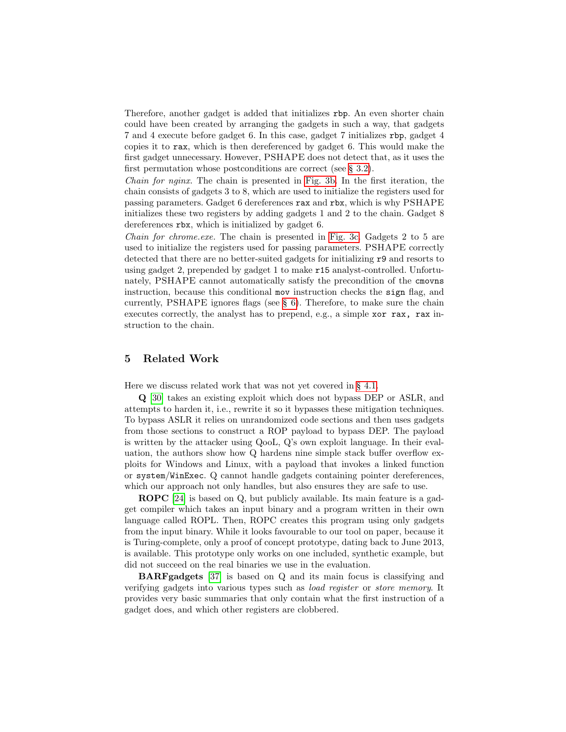Therefore, another gadget is added that initializes `rbp`. An even shorter chain could have been created by arranging the gadgets in such a way, that gadgets 7 and 4 execute before gadget 6. In this case, gadget 7 initializes `rbp`, gadget 4 copies it to `rax`, which is then dereferenced by gadget 6. This would make the first gadget unnecessary. However, PSHAPE does not detect that, as it uses the first permutation whose postconditions are correct (see § 3.2).

*Chain for nginx.* The chain is presented in Fig. 3b. In the first iteration, the chain consists of gadgets 3 to 8, which are used to initialize the registers used for passing parameters. Gadget 6 dereferences `rax` and `rbx`, which is why PSHAPE initializes these two registers by adding gadgets 1 and 2 to the chain. Gadget 8 dereferences `rbx`, which is initialized by gadget 6.

*Chain for chrome.exe.* The chain is presented in Fig. 3c. Gadgets 2 to 5 are used to initialize the registers used for passing parameters. PSHAPE correctly detected that there are no better-suited gadgets for initializing `r9` and resorts to using gadget 2, prepended by gadget 1 to make `r15` analyst-controlled. Unfortunately, PSHAPE cannot automatically satisfy the precondition of the `cmovns` instruction, because this conditional `mov` instruction checks the `sign` flag, and currently, PSHAPE ignores flags (see § 6). Therefore, to make sure the chain executes correctly, the analyst has to prepend, e.g., a simple `xor rax, rax` instruction to the chain.

## 5 Related Work

Here we discuss related work that was not yet covered in § 4.1.

**Q** [30] takes an existing exploit which does not bypass DEP or ASLR, and attempts to harden it, i.e., rewrite it so it bypasses these mitigation techniques. To bypass ASLR it relies on unrandomized code sections and then uses gadgets from those sections to construct a ROP payload to bypass DEP. The payload is written by the attacker using QooL, Q's own exploit language. In their evaluation, the authors show how Q hardens nine simple stack buffer overflow exploits for Windows and Linux, with a payload that invokes a linked function or `system`/`WinExec`. Q cannot handle gadgets containing pointer dereferences, which our approach not only handles, but also ensures they are safe to use.

**ROPC** [24] is based on Q, but publicly available. Its main feature is a gadget compiler which takes an input binary and a program written in their own language called ROPL. Then, ROPC creates this program using only gadgets from the input binary. While it looks favourable to our tool on paper, because it is Turing-complete, only a proof of concept prototype, dating back to June 2013, is available. This prototype only works on one included, synthetic example, but did not succeed on the real binaries we use in the evaluation.

**BARFgadgets** [37] is based on Q and its main focus is classifying and verifying gadgets into various types such as *load register* or *store memory*. It provides very basic summaries that only contain what the first instruction of a gadget does, and which other registers are clobbered.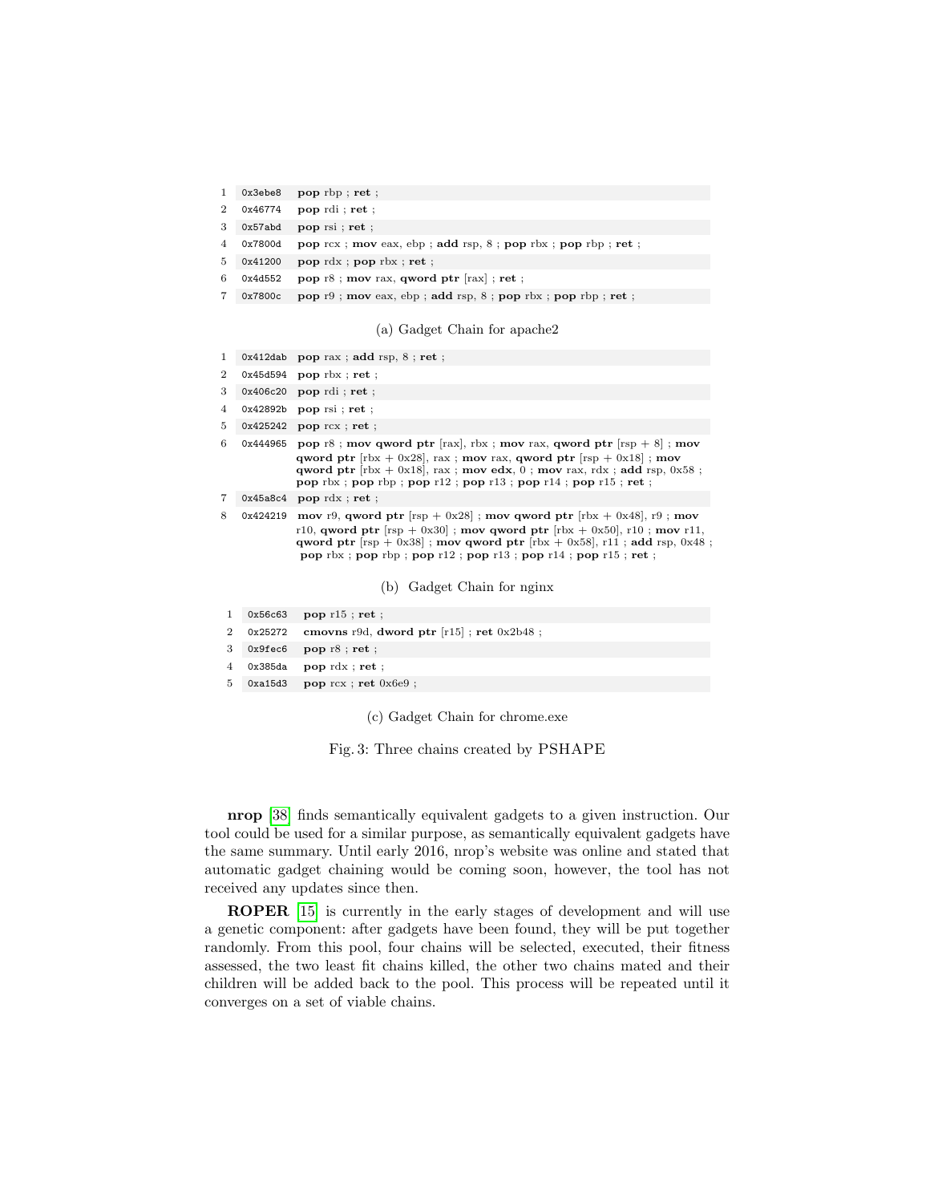| | | |
|---|---|---|
| 1 | `0x3ebe8` | **pop** rbp ; **ret** ; |
| 2 | `0x46774` | **pop** rdi ; **ret** ; |
| 3 | `0x57abd` | **pop** rsi ; **ret** ; |
| 4 | `0x7800d` | **pop** rcx ; **mov** eax, ebp ; **add** rsp, 8 ; **pop** rbx ; **pop** rbp ; **ret** ; |
| 5 | `0x41200` | **pop** rdx ; **pop** rbx ; **ret** ; |
| 6 | `0x4d552` | **pop** r8 ; **mov** rax, **qword ptr** [rax] ; **ret** ; |
| 7 | `0x7800c` | **pop** r9 ; **mov** eax, ebp ; **add** rsp, 8 ; **pop** rbx ; **pop** rbp ; **ret** ; |

(a) Gadget Chain for apache2

| | | |
|---|---|---|
| 1 | `0x412dab` | **pop** rax ; **add** rsp, 8 ; **ret** ; |
| 2 | `0x45d594` | **pop** rbx ; **ret** ; |
| 3 | `0x406c20` | **pop** rdi ; **ret** ; |
| 4 | `0x42892b` | **pop** rsi ; **ret** ; |
| 5 | `0x425242` | **pop** rcx ; **ret** ; |
| 6 | `0x444965` | **pop** r8 ; **mov qword ptr** [rax], rbx ; **mov** rax, **qword ptr** [rsp + 8] ; **mov qword ptr** [rbx + 0x28], rax ; **mov** rax, **qword ptr** [rsp + 0x18] ; **mov qword ptr** [rbx + 0x18], rax ; **mov edx**, 0 ; **mov** rax, rdx ; **add** rsp, 0x58 ; **pop** rbx ; **pop** rbp ; **pop** r12 ; **pop** r13 ; **pop** r14 ; **pop** r15 ; **ret** ; |
| 7 | `0x45a8c4` | **pop** rdx ; **ret** ; |
| 8 | `0x424219` | **mov** r9, **qword ptr** [rsp + 0x28] ; **mov qword ptr** [rbx + 0x48], r9 ; **mov** r10, **qword ptr** [rsp + 0x30] ; **mov qword ptr** [rbx + 0x50], r10 ; **mov** r11, **qword ptr** [rsp + 0x38] ; **mov qword ptr** [rbx + 0x58], r11 ; **add** rsp, 0x48 ; **pop** rbx ; **pop** rbp ; **pop** r12 ; **pop** r13 ; **pop** r14 ; **pop** r15 ; **ret** ; |

(b) Gadget Chain for nginx

| | | |
|---|---|---|
| 1 | `0x56c63` | **pop** r15 ; **ret** ; |
| 2 | `0x25272` | **cmovns** r9d, **dword ptr** [r15] ; **ret** 0x2b48 ; |
| 3 | `0x9fec6` | **pop** r8 ; **ret** ; |
| 4 | `0x385da` | **pop** rdx ; **ret** ; |
| 5 | `0xa15d3` | **pop** rcx ; **ret** 0x6e9 ; |

(c) Gadget Chain for chrome.exe

Fig. 3: Three chains created by PSHAPE

**nrop** [38] finds semantically equivalent gadgets to a given instruction. Our tool could be used for a similar purpose, as semantically equivalent gadgets have the same summary. Until early 2016, nrop's website was online and stated that automatic gadget chaining would be coming soon, however, the tool has not received any updates since then.

**ROPER** [15] is currently in the early stages of development and will use a genetic component: after gadgets have been found, they will be put together randomly. From this pool, four chains will be selected, executed, their fitness assessed, the two least fit chains killed, the other two chains mated and their children will be added back to the pool. This process will be repeated until it converges on a set of viable chains.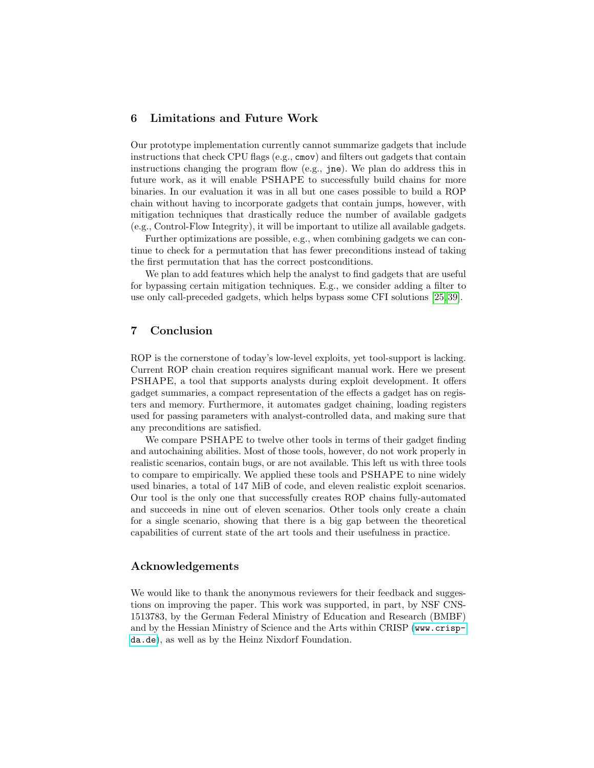## 6 Limitations and Future Work

Our prototype implementation currently cannot summarize gadgets that include instructions that check CPU flags (e.g., `cmov`) and filters out gadgets that contain instructions changing the program flow (e.g., `jne`). We plan do address this in future work, as it will enable PSHAPE to successfully build chains for more binaries. In our evaluation it was in all but one cases possible to build a ROP chain without having to incorporate gadgets that contain jumps, however, with mitigation techniques that drastically reduce the number of available gadgets (e.g., Control-Flow Integrity), it will be important to utilize all available gadgets.

Further optimizations are possible, e.g., when combining gadgets we can continue to check for a permutation that has fewer preconditions instead of taking the first permutation that has the correct postconditions.

We plan to add features which help the analyst to find gadgets that are useful for bypassing certain mitigation techniques. E.g., we consider adding a filter to use only call-preceded gadgets, which helps bypass some CFI solutions [25,39].

## 7 Conclusion

ROP is the cornerstone of today's low-level exploits, yet tool-support is lacking. Current ROP chain creation requires significant manual work. Here we present PSHAPE, a tool that supports analysts during exploit development. It offers gadget summaries, a compact representation of the effects a gadget has on registers and memory. Furthermore, it automates gadget chaining, loading registers used for passing parameters with analyst-controlled data, and making sure that any preconditions are satisfied.

We compare PSHAPE to twelve other tools in terms of their gadget finding and autochaining abilities. Most of those tools, however, do not work properly in realistic scenarios, contain bugs, or are not available. This left us with three tools to compare to empirically. We applied these tools and PSHAPE to nine widely used binaries, a total of 147 MiB of code, and eleven realistic exploit scenarios. Our tool is the only one that successfully creates ROP chains fully-automated and succeeds in nine out of eleven scenarios. Other tools only create a chain for a single scenario, showing that there is a big gap between the theoretical capabilities of current state of the art tools and their usefulness in practice.

## Acknowledgements

We would like to thank the anonymous reviewers for their feedback and suggestions on improving the paper. This work was supported, in part, by NSF CNS-1513783, by the German Federal Ministry of Education and Research (BMBF) and by the Hessian Ministry of Science and the Arts within CRISP (`www.crisp-da.de`), as well as by the Heinz Nixdorf Foundation.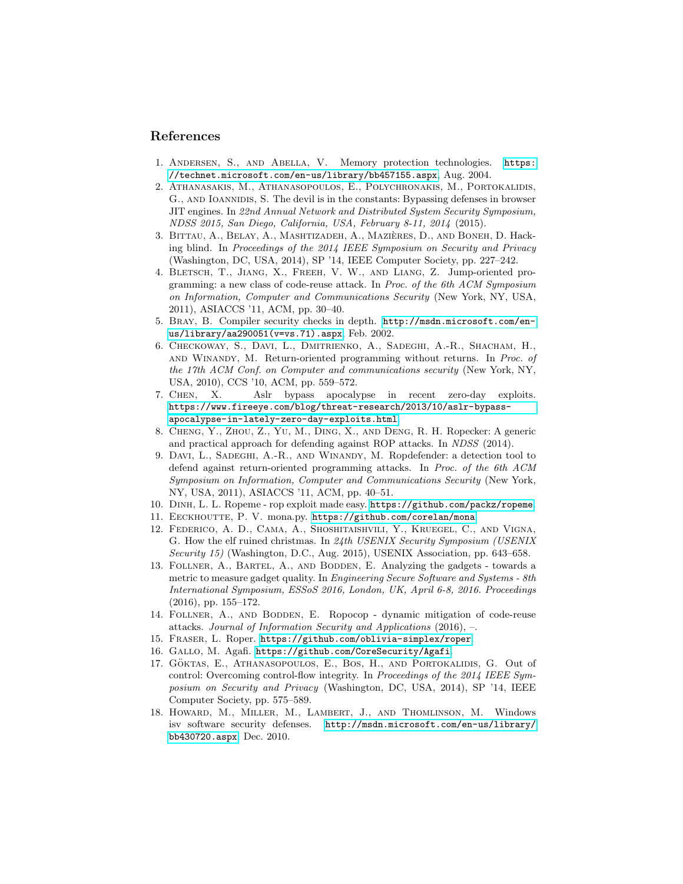## References

1. Andersen, S., and Abella, V. Memory protection technologies. https://technet.microsoft.com/en-us/library/bb457155.aspx, Aug. 2004.
2. Athanasakis, M., Athanasopoulos, E., Polychronakis, M., Portokalidis, G., and Ioannidis, S. The devil is in the constants: Bypassing defenses in browser JIT engines. In *22nd Annual Network and Distributed System Security Symposium, NDSS 2015, San Diego, California, USA, February 8-11, 2014* (2015).
3. Bittau, A., Belay, A., Mashtizadeh, A., Mazières, D., and Boneh, D. Hacking blind. In *Proceedings of the 2014 IEEE Symposium on Security and Privacy* (Washington, DC, USA, 2014), SP '14, IEEE Computer Society, pp. 227–242.
4. Bletsch, T., Jiang, X., Freeh, V. W., and Liang, Z. Jump-oriented programming: a new class of code-reuse attack. In *Proc. of the 6th ACM Symposium on Information, Computer and Communications Security* (New York, NY, USA, 2011), ASIACCS '11, ACM, pp. 30–40.
5. Bray, B. Compiler security checks in depth. http://msdn.microsoft.com/en-us/library/aa290051(v=vs.71).aspx, Feb. 2002.
6. Checkoway, S., Davi, L., Dmitrienko, A., Sadeghi, A.-R., Shacham, H., and Winandy, M. Return-oriented programming without returns. In *Proc. of the 17th ACM Conf. on Computer and communications security* (New York, NY, USA, 2010), CCS '10, ACM, pp. 559–572.
7. Chen, X. Aslr bypass apocalypse in recent zero-day exploits. https://www.fireeye.com/blog/threat-research/2013/10/aslr-bypass-apocalypse-in-lately-zero-day-exploits.html.
8. Cheng, Y., Zhou, Z., Yu, M., Ding, X., and Deng, R. H. Ropecker: A generic and practical approach for defending against ROP attacks. In *NDSS* (2014).
9. Davi, L., Sadeghi, A.-R., and Winandy, M. Ropdefender: a detection tool to defend against return-oriented programming attacks. In *Proc. of the 6th ACM Symposium on Information, Computer and Communications Security* (New York, NY, USA, 2011), ASIACCS '11, ACM, pp. 40–51.
10. Dinh, L. L. Ropeme - rop exploit made easy. https://github.com/packz/ropeme.
11. Eeckhoutte, P. V. mona.py. https://github.com/corelan/mona.
12. Federico, A. D., Cama, A., Shoshitaishvili, Y., Kruegel, C., and Vigna, G. How the elf ruined christmas. In *24th USENIX Security Symposium (USENIX Security 15)* (Washington, D.C., Aug. 2015), USENIX Association, pp. 643–658.
13. Follner, A., Bartel, A., and Bodden, E. Analyzing the gadgets - towards a metric to measure gadget quality. In *Engineering Secure Software and Systems - 8th International Symposium, ESSoS 2016, London, UK, April 6-8, 2016. Proceedings* (2016), pp. 155–172.
14. Follner, A., and Bodden, E. Ropocop - dynamic mitigation of code-reuse attacks. *Journal of Information Security and Applications* (2016), –.
15. Fraser, L. Roper. https://github.com/oblivia-simplex/roper.
16. Gallo, M. Agafi. https://github.com/CoreSecurity/Agafi.
17. Göktas, E., Athanasopoulos, E., Bos, H., and Portokalidis, G. Out of control: Overcoming control-flow integrity. In *Proceedings of the 2014 IEEE Symposium on Security and Privacy* (Washington, DC, USA, 2014), SP '14, IEEE Computer Society, pp. 575–589.
18. Howard, M., Miller, M., Lambert, J., and Thomlinson, M. Windows isv software security defenses. http://msdn.microsoft.com/en-us/library/bb430720.aspx, Dec. 2010.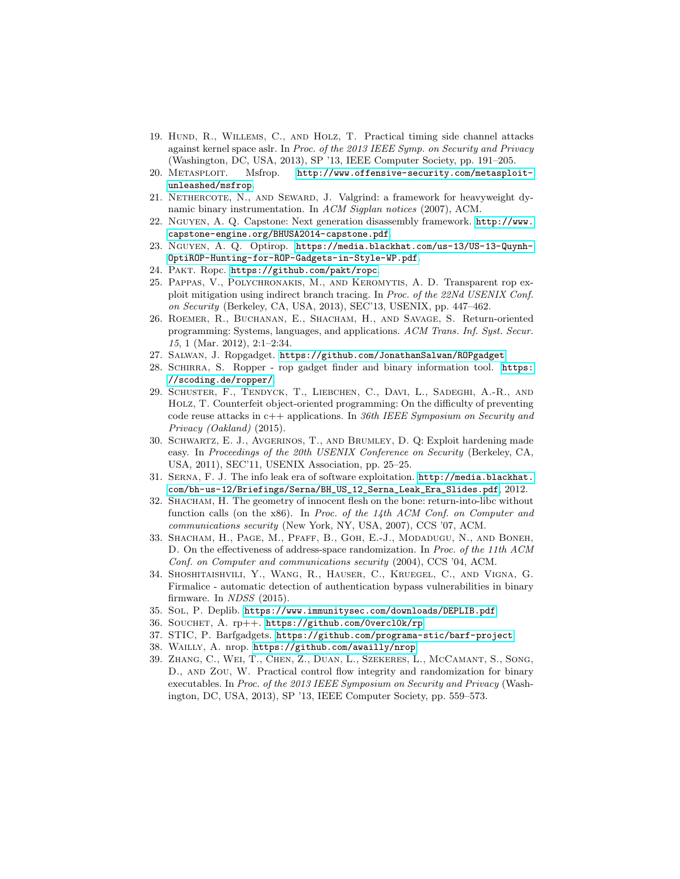19. Hund, R., Willems, C., and Holz, T. Practical timing side channel attacks against kernel space aslr. In *Proc. of the 2013 IEEE Symp. on Security and Privacy* (Washington, DC, USA, 2013), SP '13, IEEE Computer Society, pp. 191–205.
20. Metasploit. Msfrop. http://www.offensive-security.com/metasploit-unleashed/msfrop.
21. Nethercote, N., and Seward, J. Valgrind: a framework for heavyweight dynamic binary instrumentation. In *ACM Sigplan notices* (2007), ACM.
22. Nguyen, A. Q. Capstone: Next generation disassembly framework. http://www.capstone-engine.org/BHUSA2014-capstone.pdf.
23. Nguyen, A. Q. Optirop. https://media.blackhat.com/us-13/US-13-Quynh-OptiROP-Hunting-for-ROP-Gadgets-in-Style-WP.pdf.
24. Pakt. Ropc. https://github.com/pakt/ropc.
25. Pappas, V., Polychronakis, M., and Keromytis, A. D. Transparent rop exploit mitigation using indirect branch tracing. In *Proc. of the 22Nd USENIX Conf. on Security* (Berkeley, CA, USA, 2013), SEC'13, USENIX, pp. 447–462.
26. Roemer, R., Buchanan, E., Shacham, H., and Savage, S. Return-oriented programming: Systems, languages, and applications. *ACM Trans. Inf. Syst. Secur. 15*, 1 (Mar. 2012), 2:1–2:34.
27. Salwan, J. Ropgadget. https://github.com/JonathanSalwan/ROPgadget.
28. Schirra, S. Ropper - rop gadget finder and binary information tool. https://scoding.de/ropper/.
29. Schuster, F., Tendyck, T., Liebchen, C., Davi, L., Sadeghi, A.-R., and Holz, T. Counterfeit object-oriented programming: On the difficulty of preventing code reuse attacks in c++ applications. In *36th IEEE Symposium on Security and Privacy (Oakland)* (2015).
30. Schwartz, E. J., Avgerinos, T., and Brumley, D. Q: Exploit hardening made easy. In *Proceedings of the 20th USENIX Conference on Security* (Berkeley, CA, USA, 2011), SEC'11, USENIX Association, pp. 25–25.
31. Serna, F. J. The info leak era of software exploitation. http://media.blackhat.com/bh-us-12/Briefings/Serna/BH_US_12_Serna_Leak_Era_Slides.pdf, 2012.
32. Shacham, H. The geometry of innocent flesh on the bone: return-into-libc without function calls (on the x86). In *Proc. of the 14th ACM Conf. on Computer and communications security* (New York, NY, USA, 2007), CCS '07, ACM.
33. Shacham, H., Page, M., Pfaff, B., Goh, E.-J., Modadugu, N., and Boneh, D. On the effectiveness of address-space randomization. In *Proc. of the 11th ACM Conf. on Computer and communications security* (2004), CCS '04, ACM.
34. Shoshitaishvili, Y., Wang, R., Hauser, C., Kruegel, C., and Vigna, G. Firmalice - automatic detection of authentication bypass vulnerabilities in binary firmware. In *NDSS* (2015).
35. Sol, P. Deplib. https://www.immunitysec.com/downloads/DEPLIB.pdf.
36. Souchet, A. rp++. https://github.com/0vercl0k/rp.
37. STIC, P. Barfgadgets. https://github.com/programa-stic/barf-project.
38. Wailly, A. nrop. https://github.com/awailly/nrop.
39. Zhang, C., Wei, T., Chen, Z., Duan, L., Szekeres, L., McCamant, S., Song, D., and Zou, W. Practical control flow integrity and randomization for binary executables. In *Proc. of the 2013 IEEE Symposium on Security and Privacy* (Washington, DC, USA, 2013), SP '13, IEEE Computer Society, pp. 559–573.